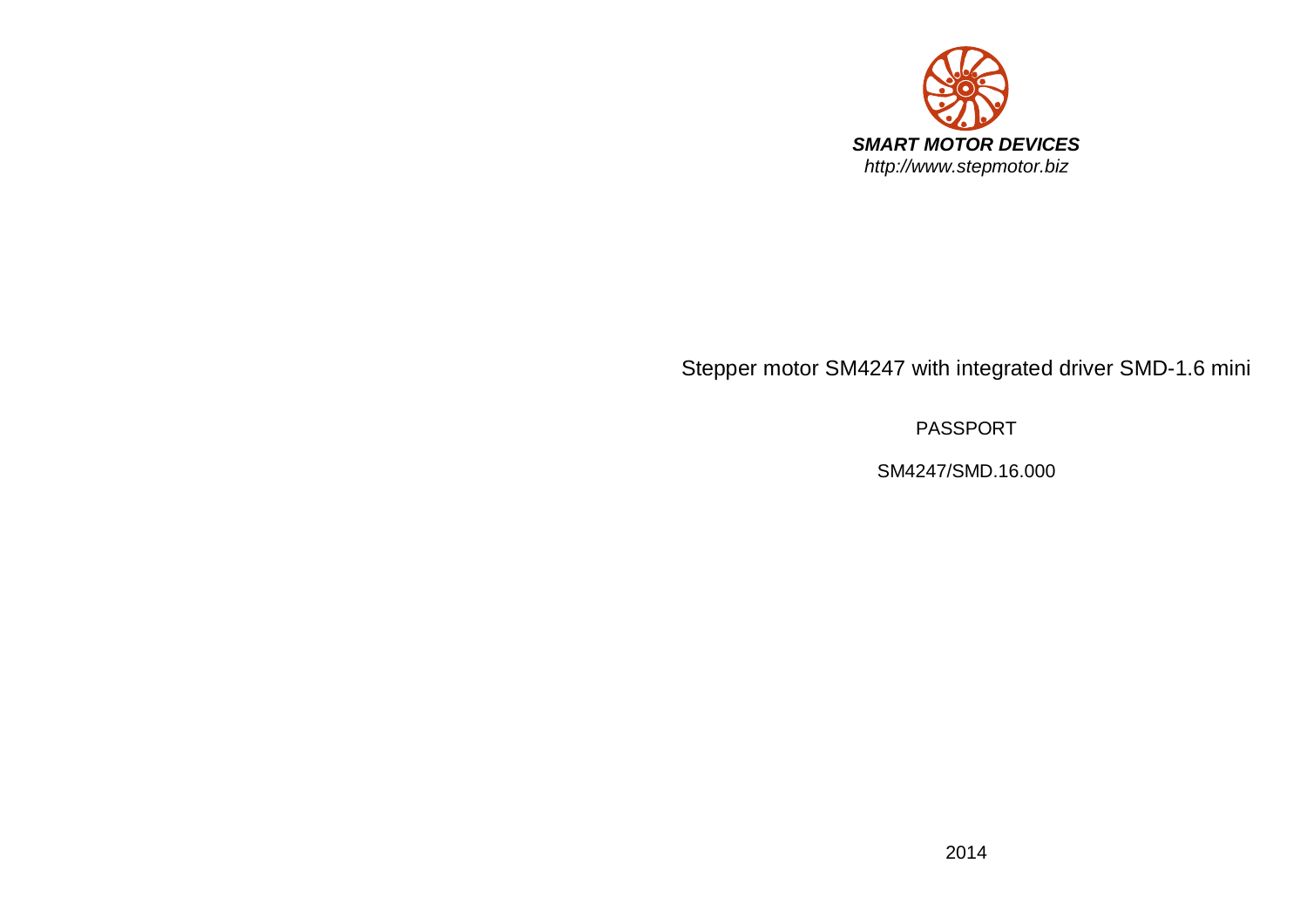***SMART MOTOR DEVICES***

*http://www.stepmotor.biz*

# Stepper motor SM4247 with integrated driver SMD-1.6 mini

PASSPORT

SM4247/SMD.16.000

2014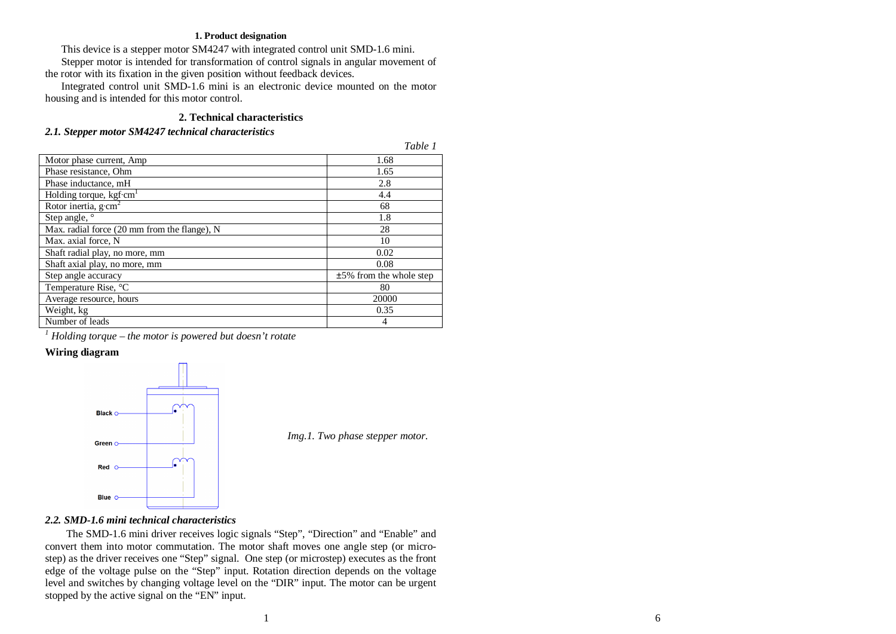### 1. Product designation

This device is a stepper motor SM4247 with integrated control unit SMD-1.6 mini.

Stepper motor is intended for transformation of control signals in angular movement of the rotor with its fixation in the given position without feedback devices.

Integrated control unit SMD-1.6 mini is an electronic device mounted on the motor housing and is intended for this motor control.

### 2. Technical characteristics

#### *2.1. Stepper motor SM4247 technical characteristics*

*Table 1*

| Parameter | Value |
|---|---|
| Motor phase current, Amp | 1.68 |
| Phase resistance, Ohm | 1.65 |
| Phase inductance, mH | 2.8 |
| Holding torque, kgf·cm[1] | 4.4 |
| Rotor inertia, g·cm$^2$ | 68 |
| Step angle, ° | 1.8 |
| Max. radial force (20 mm from the flange), N | 28 |
| Max. axial force, N | 10 |
| Shaft radial play, no more, mm | 0.02 |
| Shaft axial play, no more, mm | 0.08 |
| Step angle accuracy | ±5% from the whole step |
| Temperature Rise, °C | 80 |
| Average resource, hours | 20000 |
| Weight, kg | 0.35 |
| Number of leads | 4 |

*[1] Holding torque – the motor is powered but doesn't rotate*

**Wiring diagram**

Black, Green, Red, Blue

*Img.1. Two phase stepper motor.*

#### *2.2. SMD-1.6 mini technical characteristics*

The SMD-1.6 mini driver receives logic signals "Step", "Direction" and "Enable" and convert them into motor commutation. The motor shaft moves one angle step (or micro-step) as the driver receives one "Step" signal. One step (or microstep) executes as the front edge of the voltage pulse on the "Step" input. Rotation direction depends on the voltage level and switches by changing voltage level on the "DIR" input. The motor can be urgent stopped by the active signal on the "EN" input.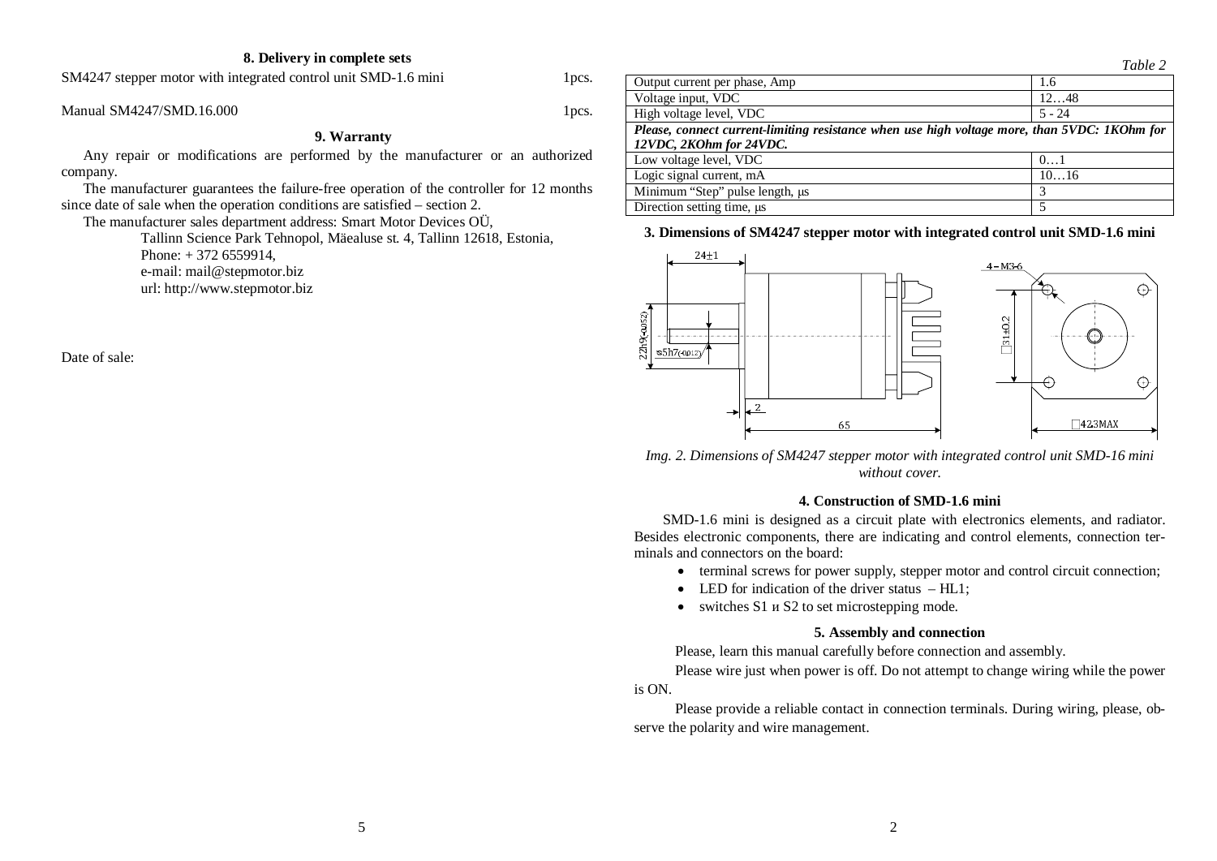## 8. Delivery in complete sets

SM4247 stepper motor with integrated control unit SMD-1.6 mini 1pcs.

Manual SM4247/SMD.16.000 1pcs.

## 9. Warranty

Any repair or modifications are performed by the manufacturer or an authorized company.

The manufacturer guarantees the failure-free operation of the controller for 12 months since date of sale when the operation conditions are satisfied – section 2.

The manufacturer sales department address: Smart Motor Devices OÜ,

Tallinn Science Park Tehnopol, Mäealuse st. 4, Tallinn 12618, Estonia,
Phone: + 372 6559914,
e-mail: mail@stepmotor.biz
url: http://www.stepmotor.biz

Date of sale:

*Table 2*

| Output current per phase, Amp | 1.6 |
|---|---|
| Voltage input, VDC | 12…48 |
| High voltage level, VDC | 5 - 24 |
| ***Please, connect current-limiting resistance when use high voltage more, than 5VDC: 1KOhm for 12VDC, 2KOhm for 24VDC.*** | |
| Low voltage level, VDC | 0…1 |
| Logic signal current, mA | 10…16 |
| Minimum "Step" pulse length, μs | 3 |
| Direction setting time, μs | 5 |

## 3. Dimensions of SM4247 stepper motor with integrated control unit SMD-1.6 mini

*Img. 2. Dimensions of SM4247 stepper motor with integrated control unit SMD-16 mini without cover.*

## 4. Construction of SMD-1.6 mini

SMD-1.6 mini is designed as a circuit plate with electronics elements, and radiator. Besides electronic components, there are indicating and control elements, connection terminals and connectors on the board:

- terminal screws for power supply, stepper motor and control circuit connection;
- LED for indication of the driver status – HL1;
- switches S1 и S2 to set microstepping mode.

## 5. Assembly and connection

Please, learn this manual carefully before connection and assembly.

Please wire just when power is off. Do not attempt to change wiring while the power is ON.

Please provide a reliable contact in connection terminals. During wiring, please, observe the polarity and wire management.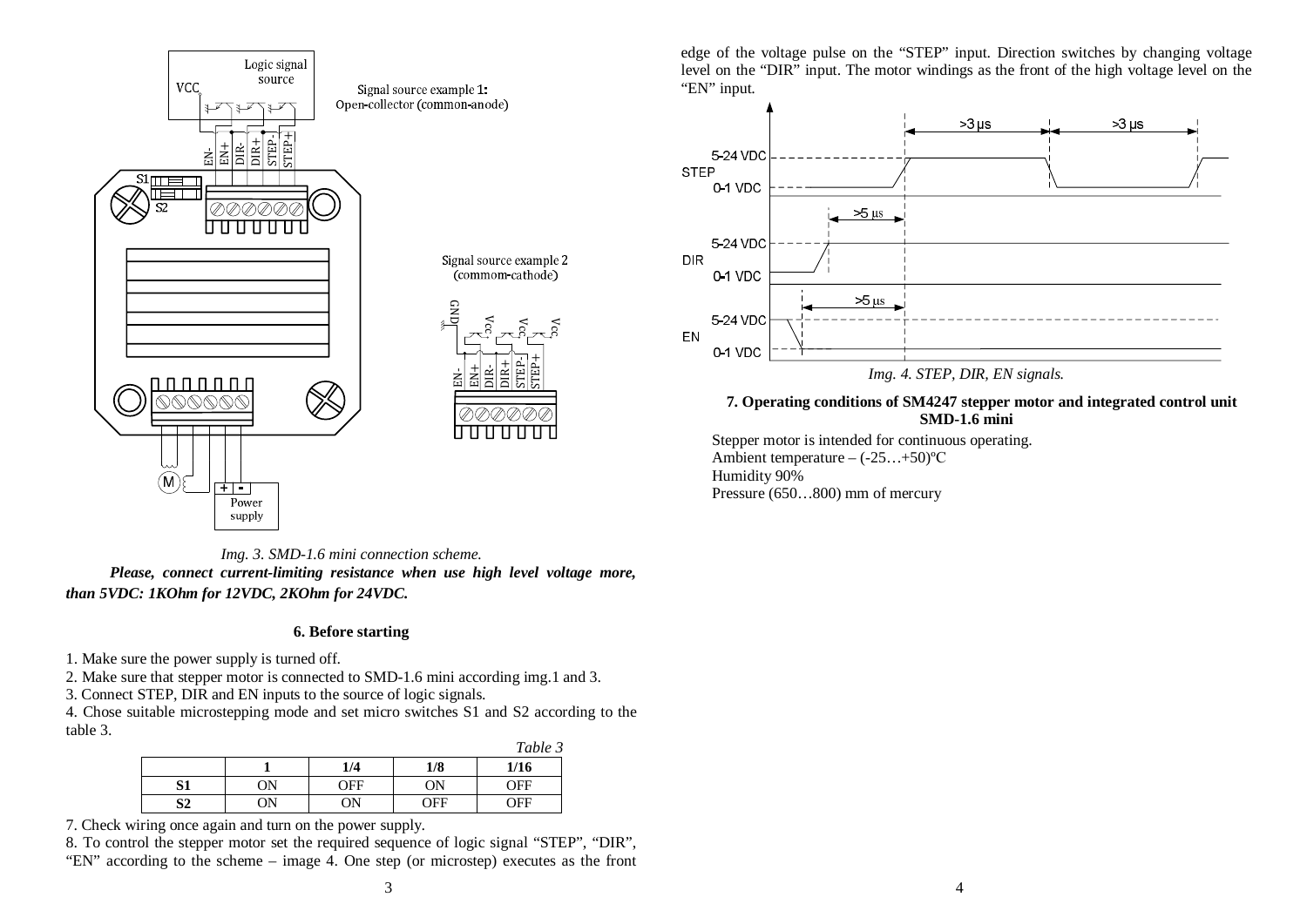Signal source example 1:
Open-collector (common-anode)

Logic signal source

VCC

EN-
EN+
DIR-
DIR+
STEP-
STEP+

S1

S2

M

Power supply

Signal source example 2
(commom-cathode)

GND

Vcc

Vcc

Vcc

EN-
EN+
DIR-
DIR+
STEP-
STEP+

*Img. 3. SMD-1.6 mini connection scheme.*

***Please, connect current-limiting resistance when use high level voltage more, than 5VDC: 1KOhm for 12VDC, 2KOhm for 24VDC.***

## 6. Before starting

1. Make sure the power supply is turned off.
2. Make sure that stepper motor is connected to SMD-1.6 mini according img.1 and 3.
3. Connect STEP, DIR and EN inputs to the source of logic signals.
4. Chose suitable microstepping mode and set micro switches S1 and S2 according to the table 3.

*Table 3*

| | 1 | 1/4 | 1/8 | 1/16 |
|---|---|---|---|---|
| **S1** | ON | OFF | ON | OFF |
| **S2** | ON | ON | OFF | OFF |

7. Check wiring once again and turn on the power supply.
8. To control the stepper motor set the required sequence of logic signal "STEP", "DIR", "EN" according to the scheme – image 4. One step (or microstep) executes as the front edge of the voltage pulse on the "STEP" input. Direction switches by changing voltage level on the "DIR" input. The motor windings as the front of the high voltage level on the "EN" input.

>3 µs

>3 µs

5-24 VDC
STEP
0-1 VDC

>5 µs

5-24 VDC
DIR
0-1 VDC

>5 µs

5-24 VDC
EN
0-1 VDC

*Img. 4. STEP, DIR, EN signals.*

## 7. Operating conditions of SM4247 stepper motor and integrated control unit SMD-1.6 mini

Stepper motor is intended for continuous operating.
Ambient temperature – (-25…+50)ºC
Humidity 90%
Pressure (650…800) mm of mercury